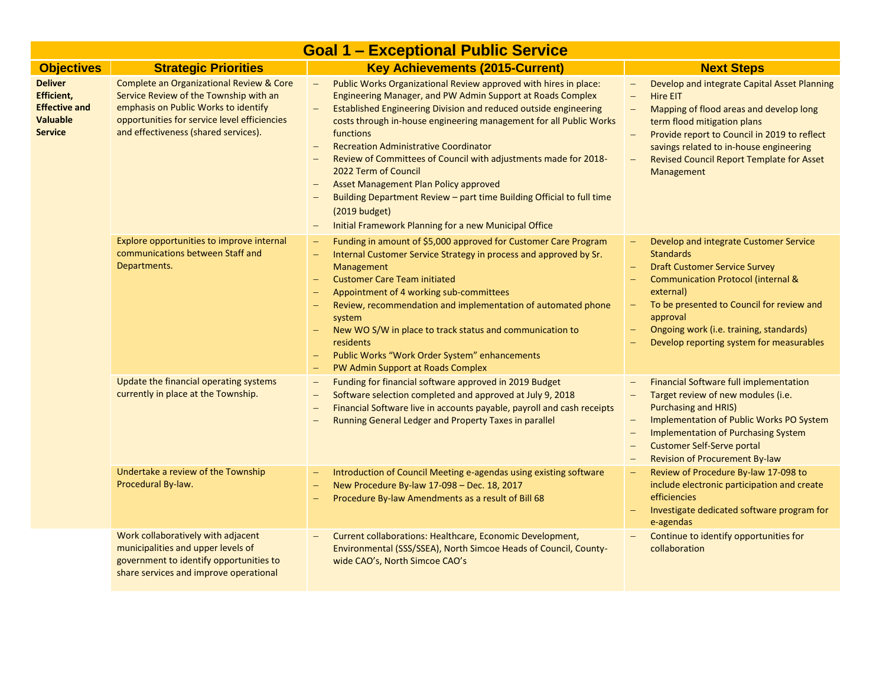# Goal 1 – Exceptional Public Service

| Objectives | Strategic Priorities | Key Achievements (2015-Current) | Next Steps |
|---|---|---|---|
| **Deliver Efficient, Effective and Valuable Service** | Complete an Organizational Review & Core Service Review of the Township with an emphasis on Public Works to identify opportunities for service level efficiencies and effectiveness (shared services). | – Public Works Organizational Review approved with hires in place: Engineering Manager, and PW Admin Support at Roads Complex<br>– Established Engineering Division and reduced outside engineering costs through in-house engineering management for all Public Works functions<br>– Recreation Administrative Coordinator<br>– Review of Committees of Council with adjustments made for 2018-2022 Term of Council<br>– Asset Management Plan Policy approved<br>– Building Department Review – part time Building Official to full time (2019 budget)<br>– Initial Framework Planning for a new Municipal Office | – Develop and integrate Capital Asset Planning<br>– Hire EIT<br>– Mapping of flood areas and develop long term flood mitigation plans<br>– Provide report to Council in 2019 to reflect savings related to in-house engineering<br>– Revised Council Report Template for Asset Management |
| | Explore opportunities to improve internal communications between Staff and Departments. | – Funding in amount of $5,000 approved for Customer Care Program<br>– Internal Customer Service Strategy in process and approved by Sr. Management<br>– Customer Care Team initiated<br>– Appointment of 4 working sub-committees<br>– Review, recommendation and implementation of automated phone system<br>– New WO S/W in place to track status and communication to residents<br>– Public Works "Work Order System" enhancements<br>– PW Admin Support at Roads Complex | – Develop and integrate Customer Service Standards<br>– Draft Customer Service Survey<br>– Communication Protocol (internal & external)<br>– To be presented to Council for review and approval<br>– Ongoing work (i.e. training, standards)<br>– Develop reporting system for measurables |
| | Update the financial operating systems currently in place at the Township. | – Funding for financial software approved in 2019 Budget<br>– Software selection completed and approved at July 9, 2018<br>– Financial Software live in accounts payable, payroll and cash receipts<br>– Running General Ledger and Property Taxes in parallel | – Financial Software full implementation<br>– Target review of new modules (i.e. Purchasing and HRIS)<br>– Implementation of Public Works PO System<br>– Implementation of Purchasing System<br>– Customer Self-Serve portal<br>– Revision of Procurement By-law |
| | Undertake a review of the Township Procedural By-law. | – Introduction of Council Meeting e-agendas using existing software<br>– New Procedure By-law 17-098 – Dec. 18, 2017<br>– Procedure By-law Amendments as a result of Bill 68 | – Review of Procedure By-law 17-098 to include electronic participation and create efficiencies<br>– Investigate dedicated software program for e-agendas |
| | Work collaboratively with adjacent municipalities and upper levels of government to identify opportunities to share services and improve operational | – Current collaborations: Healthcare, Economic Development, Environmental (SSS/SSEA), North Simcoe Heads of Council, County-wide CAO's, North Simcoe CAO's | – Continue to identify opportunities for collaboration |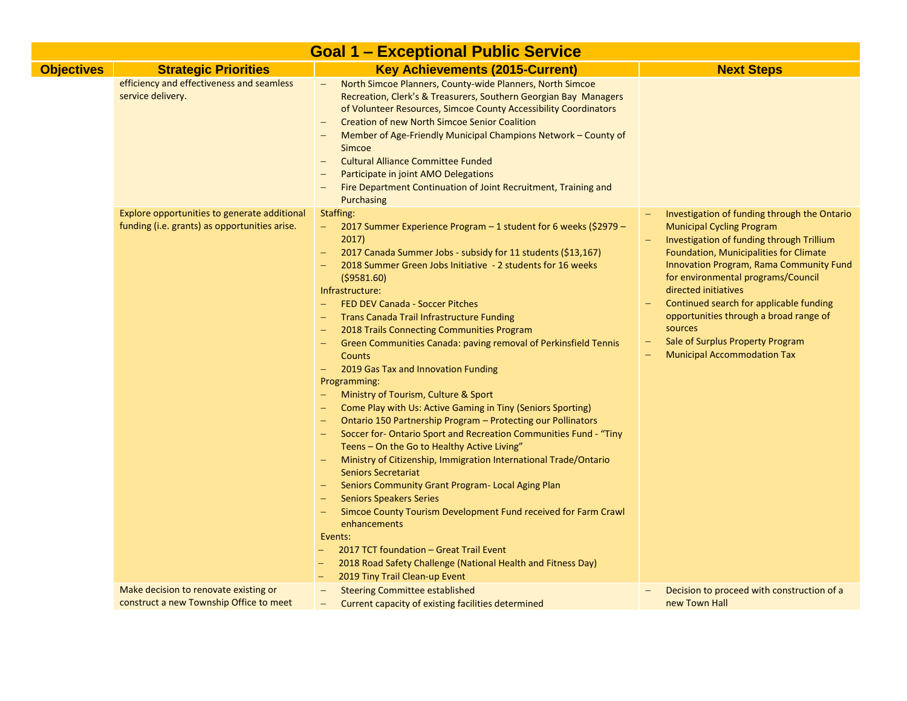## Goal 1 – Exceptional Public Service

| Objectives | Strategic Priorities | Key Achievements (2015-Current) | Next Steps |
|---|---|---|---|
| | efficiency and effectiveness and seamless service delivery. | – North Simcoe Planners, County-wide Planners, North Simcoe Recreation, Clerk's & Treasurers, Southern Georgian Bay Managers of Volunteer Resources, Simcoe County Accessibility Coordinators<br>– Creation of new North Simcoe Senior Coalition<br>– Member of Age-Friendly Municipal Champions Network – County of Simcoe<br>– Cultural Alliance Committee Funded<br>– Participate in joint AMO Delegations<br>– Fire Department Continuation of Joint Recruitment, Training and Purchasing | |
| | Explore opportunities to generate additional funding (i.e. grants) as opportunities arise. | Staffing:<br>– 2017 Summer Experience Program – 1 student for 6 weeks ($2979 – 2017)<br>– 2017 Canada Summer Jobs - subsidy for 11 students ($13,167)<br>– 2018 Summer Green Jobs Initiative - 2 students for 16 weeks ($9581.60)<br>Infrastructure:<br>– FED DEV Canada - Soccer Pitches<br>– Trans Canada Trail Infrastructure Funding<br>– 2018 Trails Connecting Communities Program<br>– Green Communities Canada: paving removal of Perkinsfield Tennis Counts<br>– 2019 Gas Tax and Innovation Funding<br>Programming:<br>– Ministry of Tourism, Culture & Sport<br>– Come Play with Us: Active Gaming in Tiny (Seniors Sporting)<br>– Ontario 150 Partnership Program – Protecting our Pollinators<br>– Soccer for- Ontario Sport and Recreation Communities Fund - "Tiny Teens – On the Go to Healthy Active Living"<br>– Ministry of Citizenship, Immigration International Trade/Ontario Seniors Secretariat<br>– Seniors Community Grant Program- Local Aging Plan<br>– Seniors Speakers Series<br>– Simcoe County Tourism Development Fund received for Farm Crawl enhancements<br>Events:<br>– 2017 TCT foundation – Great Trail Event<br>– 2018 Road Safety Challenge (National Health and Fitness Day)<br>– 2019 Tiny Trail Clean-up Event | – Investigation of funding through the Ontario Municipal Cycling Program<br>– Investigation of funding through Trillium Foundation, Municipalities for Climate Innovation Program, Rama Community Fund for environmental programs/Council directed initiatives<br>– Continued search for applicable funding opportunities through a broad range of sources<br>– Sale of Surplus Property Program<br>– Municipal Accommodation Tax |
| | Make decision to renovate existing or construct a new Township Office to meet | – Steering Committee established<br>– Current capacity of existing facilities determined | – Decision to proceed with construction of a new Town Hall |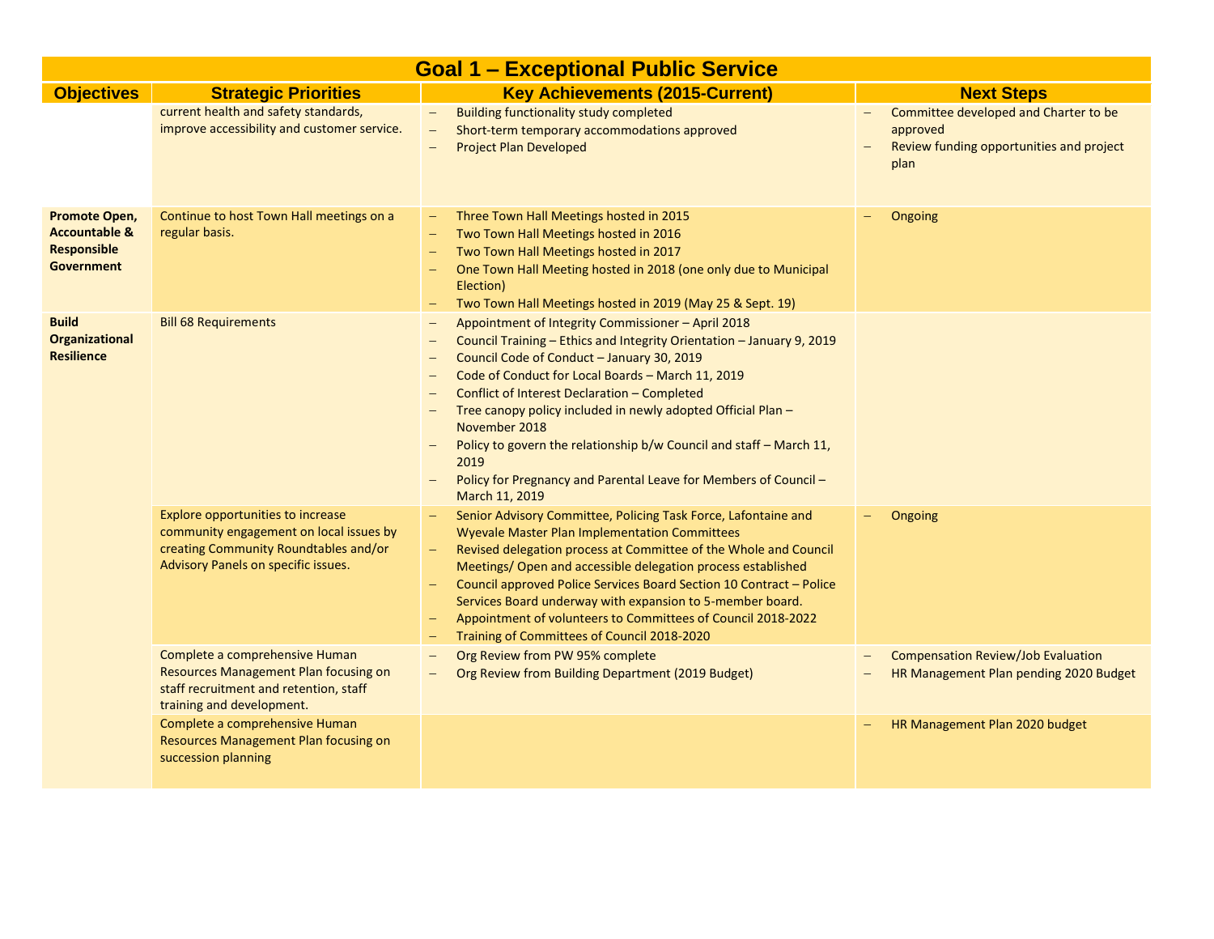| Goal 1 – Exceptional Public Service | | | |
|---|---|---|---|
| **Objectives** | **Strategic Priorities** | **Key Achievements (2015-Current)** | **Next Steps** |
| | current health and safety standards, improve accessibility and customer service. | – Building functionality study completed<br>– Short-term temporary accommodations approved<br>– Project Plan Developed | – Committee developed and Charter to be approved<br>– Review funding opportunities and project plan |
| **Promote Open, Accountable & Responsible Government** | Continue to host Town Hall meetings on a regular basis. | – Three Town Hall Meetings hosted in 2015<br>– Two Town Hall Meetings hosted in 2016<br>– Two Town Hall Meetings hosted in 2017<br>– One Town Hall Meeting hosted in 2018 (one only due to Municipal Election)<br>– Two Town Hall Meetings hosted in 2019 (May 25 & Sept. 19) | – Ongoing |
| **Build Organizational Resilience** | Bill 68 Requirements | – Appointment of Integrity Commissioner – April 2018<br>– Council Training – Ethics and Integrity Orientation – January 9, 2019<br>– Council Code of Conduct – January 30, 2019<br>– Code of Conduct for Local Boards – March 11, 2019<br>– Conflict of Interest Declaration – Completed<br>– Tree canopy policy included in newly adopted Official Plan – November 2018<br>– Policy to govern the relationship b/w Council and staff – March 11, 2019<br>– Policy for Pregnancy and Parental Leave for Members of Council – March 11, 2019 | |
| | Explore opportunities to increase community engagement on local issues by creating Community Roundtables and/or Advisory Panels on specific issues. | – Senior Advisory Committee, Policing Task Force, Lafontaine and Wyevale Master Plan Implementation Committees<br>– Revised delegation process at Committee of the Whole and Council Meetings/ Open and accessible delegation process established<br>– Council approved Police Services Board Section 10 Contract – Police Services Board underway with expansion to 5-member board.<br>– Appointment of volunteers to Committees of Council 2018-2022<br>– Training of Committees of Council 2018-2020 | – Ongoing |
| | Complete a comprehensive Human Resources Management Plan focusing on staff recruitment and retention, staff training and development. | – Org Review from PW 95% complete<br>– Org Review from Building Department (2019 Budget) | – Compensation Review/Job Evaluation<br>– HR Management Plan pending 2020 Budget |
| | Complete a comprehensive Human Resources Management Plan focusing on succession planning | | – HR Management Plan 2020 budget |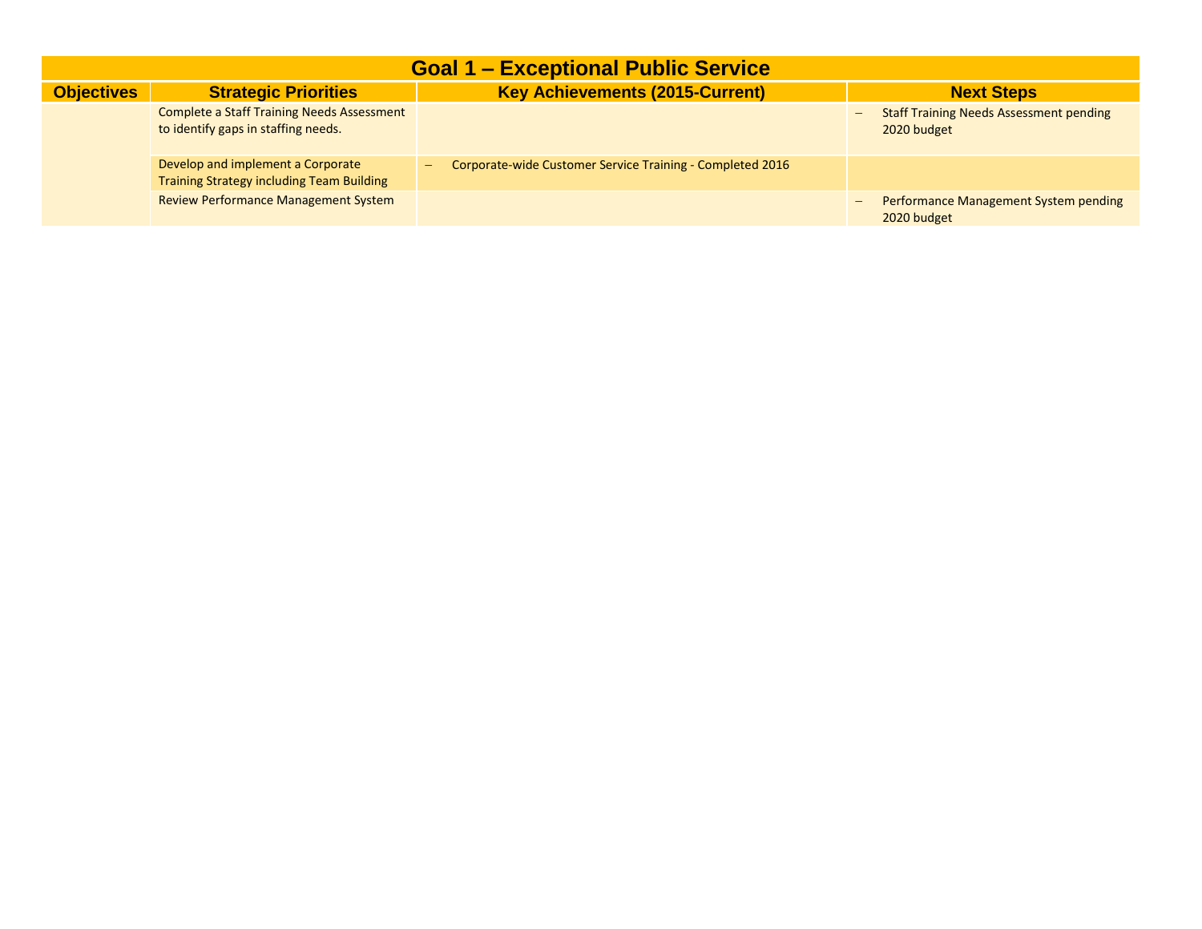| Goal 1 – Exceptional Public Service | | | |
|---|---|---|---|
| **Objectives** | **Strategic Priorities** | **Key Achievements (2015-Current)** | **Next Steps** |
| | Complete a Staff Training Needs Assessment to identify gaps in staffing needs. | | – Staff Training Needs Assessment pending 2020 budget |
| | Develop and implement a Corporate Training Strategy including Team Building | – Corporate-wide Customer Service Training - Completed 2016 | |
| | Review Performance Management System | | – Performance Management System pending 2020 budget |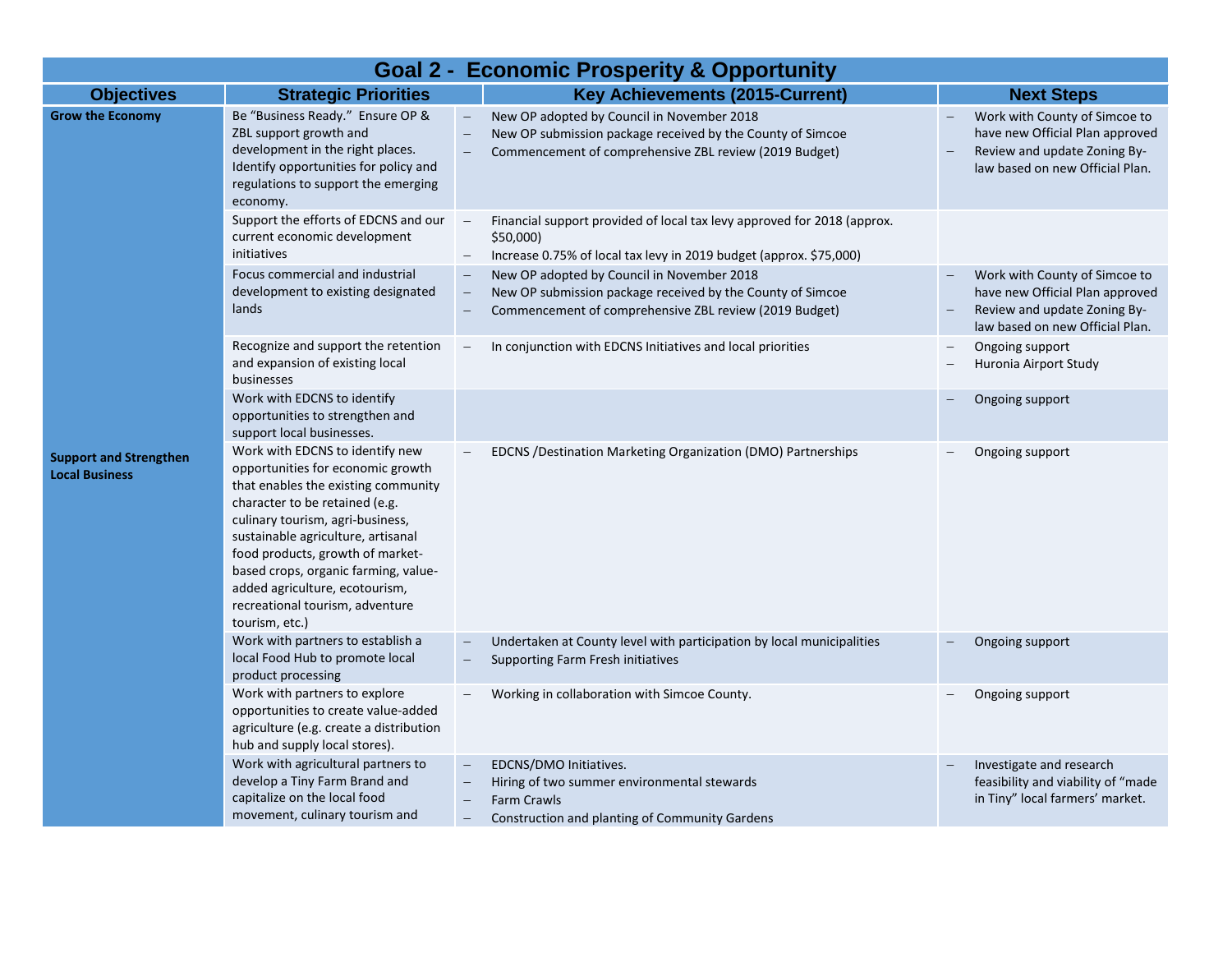## Goal 2 - Economic Prosperity & Opportunity

| Objectives | Strategic Priorities | Key Achievements (2015-Current) | Next Steps |
|---|---|---|---|
| **Grow the Economy** | Be "Business Ready." Ensure OP & ZBL support growth and development in the right places. Identify opportunities for policy and regulations to support the emerging economy. | – New OP adopted by Council in November 2018<br>– New OP submission package received by the County of Simcoe<br>– Commencement of comprehensive ZBL review (2019 Budget) | – Work with County of Simcoe to have new Official Plan approved<br>– Review and update Zoning By-law based on new Official Plan. |
| | Support the efforts of EDCNS and our current economic development initiatives | – Financial support provided of local tax levy approved for 2018 (approx. $50,000)<br>– Increase 0.75% of local tax levy in 2019 budget (approx. $75,000) | |
| | Focus commercial and industrial development to existing designated lands | – New OP adopted by Council in November 2018<br>– New OP submission package received by the County of Simcoe<br>– Commencement of comprehensive ZBL review (2019 Budget) | – Work with County of Simcoe to have new Official Plan approved<br>– Review and update Zoning By-law based on new Official Plan. |
| **Support and Strengthen Local Business** | Recognize and support the retention and expansion of existing local businesses | – In conjunction with EDCNS Initiatives and local priorities | – Ongoing support<br>– Huronia Airport Study |
| | Work with EDCNS to identify opportunities to strengthen and support local businesses. | | – Ongoing support |
| | Work with EDCNS to identify new opportunities for economic growth that enables the existing community character to be retained (e.g. culinary tourism, agri-business, sustainable agriculture, artisanal food products, growth of market-based crops, organic farming, value-added agriculture, ecotourism, recreational tourism, adventure tourism, etc.) | – EDCNS /Destination Marketing Organization (DMO) Partnerships | – Ongoing support |
| | Work with partners to establish a local Food Hub to promote local product processing | – Undertaken at County level with participation by local municipalities<br>– Supporting Farm Fresh initiatives | – Ongoing support |
| | Work with partners to explore opportunities to create value-added agriculture (e.g. create a distribution hub and supply local stores). | – Working in collaboration with Simcoe County. | – Ongoing support |
| | Work with agricultural partners to develop a Tiny Farm Brand and capitalize on the local food movement, culinary tourism and | – EDCNS/DMO Initiatives.<br>– Hiring of two summer environmental stewards<br>– Farm Crawls<br>– Construction and planting of Community Gardens | – Investigate and research feasibility and viability of "made in Tiny" local farmers' market. |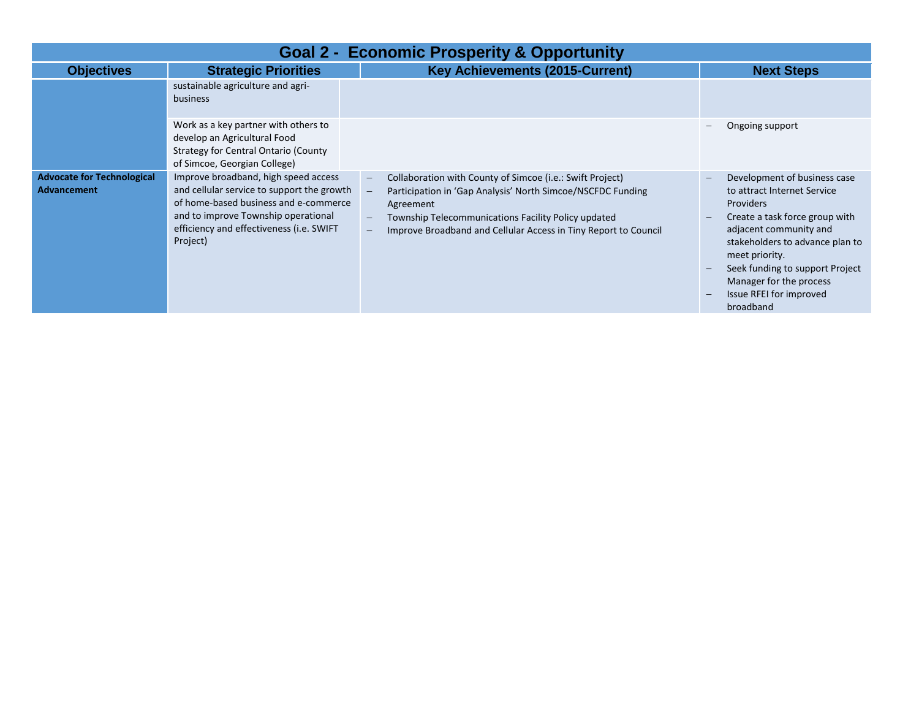| Goal 2 - Economic Prosperity & Opportunity | | | |
|---|---|---|---|
| **Objectives** | **Strategic Priorities** | **Key Achievements (2015-Current)** | **Next Steps** |
| | sustainable agriculture and agri-business | | |
| | Work as a key partner with others to develop an Agricultural Food Strategy for Central Ontario (County of Simcoe, Georgian College) | | – Ongoing support |
| **Advocate for Technological Advancement** | Improve broadband, high speed access and cellular service to support the growth of home-based business and e-commerce and to improve Township operational efficiency and effectiveness (i.e. SWIFT Project) | – Collaboration with County of Simcoe (i.e.: Swift Project)<br>– Participation in 'Gap Analysis' North Simcoe/NSCFDC Funding Agreement<br>– Township Telecommunications Facility Policy updated<br>– Improve Broadband and Cellular Access in Tiny Report to Council | – Development of business case to attract Internet Service Providers<br>– Create a task force group with adjacent community and stakeholders to advance plan to meet priority.<br>– Seek funding to support Project Manager for the process<br>– Issue RFEI for improved broadband |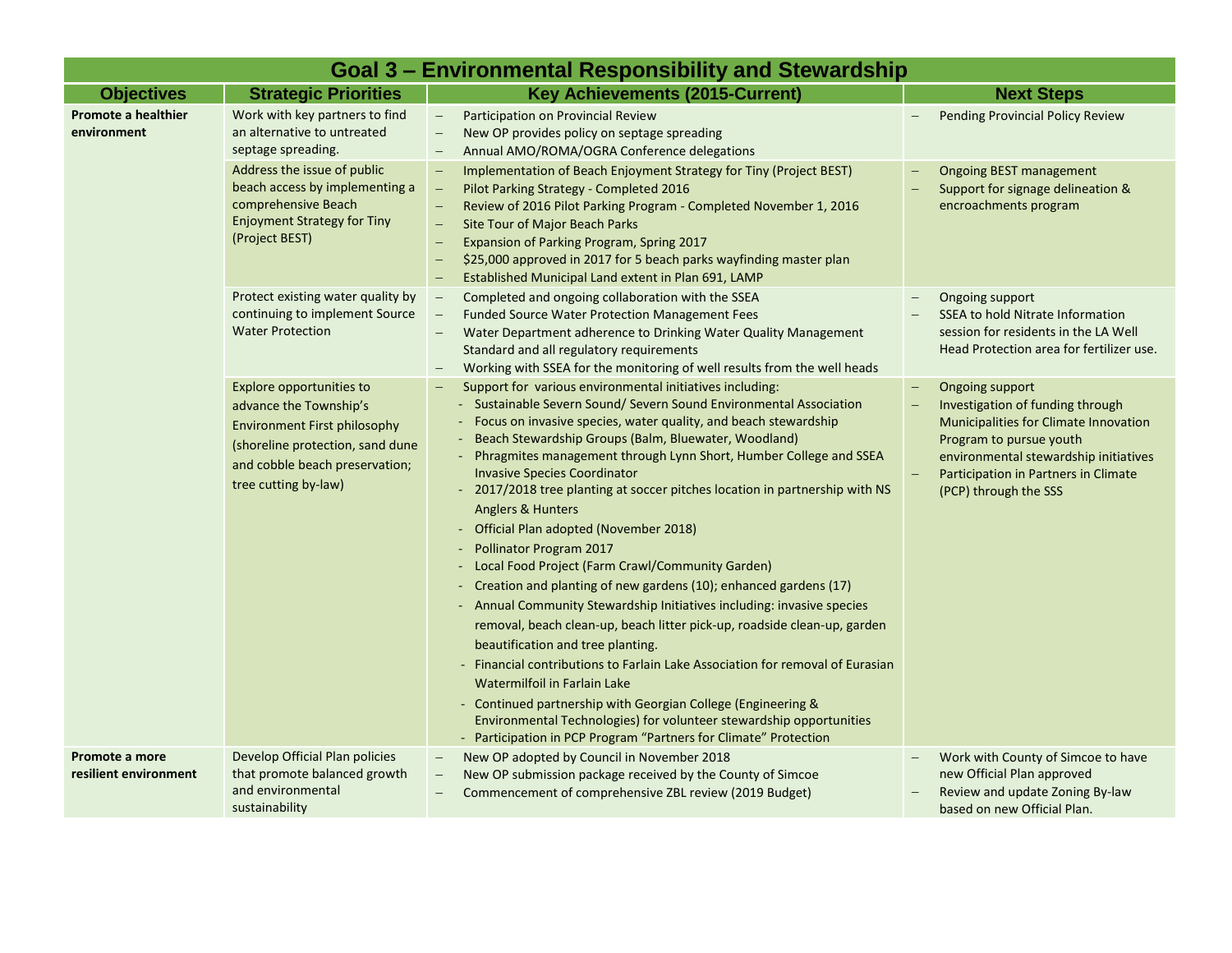## Goal 3 – Environmental Responsibility and Stewardship

| Objectives | Strategic Priorities | Key Achievements (2015-Current) | Next Steps |
|---|---|---|---|
| **Promote a healthier environment** | Work with key partners to find an alternative to untreated septage spreading. | – Participation on Provincial Review<br>– New OP provides policy on septage spreading<br>– Annual AMO/ROMA/OGRA Conference delegations | – Pending Provincial Policy Review |
| | Address the issue of public beach access by implementing a comprehensive Beach Enjoyment Strategy for Tiny (Project BEST) | – Implementation of Beach Enjoyment Strategy for Tiny (Project BEST)<br>– Pilot Parking Strategy - Completed 2016<br>– Review of 2016 Pilot Parking Program - Completed November 1, 2016<br>– Site Tour of Major Beach Parks<br>– Expansion of Parking Program, Spring 2017<br>– $25,000 approved in 2017 for 5 beach parks wayfinding master plan<br>– Established Municipal Land extent in Plan 691, LAMP | – Ongoing BEST management<br>– Support for signage delineation & encroachments program |
| | Protect existing water quality by continuing to implement Source Water Protection | – Completed and ongoing collaboration with the SSEA<br>– Funded Source Water Protection Management Fees<br>– Water Department adherence to Drinking Water Quality Management Standard and all regulatory requirements<br>– Working with SSEA for the monitoring of well results from the well heads | – Ongoing support<br>– SSEA to hold Nitrate Information session for residents in the LA Well Head Protection area for fertilizer use. |
| | Explore opportunities to advance the Township's Environment First philosophy (shoreline protection, sand dune and cobble beach preservation; tree cutting by-law) | – Support for various environmental initiatives including:<br>- Sustainable Severn Sound/ Severn Sound Environmental Association<br>- Focus on invasive species, water quality, and beach stewardship<br>- Beach Stewardship Groups (Balm, Bluewater, Woodland)<br>- Phragmites management through Lynn Short, Humber College and SSEA Invasive Species Coordinator<br>- 2017/2018 tree planting at soccer pitches location in partnership with NS Anglers & Hunters<br>- Official Plan adopted (November 2018)<br>- Pollinator Program 2017<br>- Local Food Project (Farm Crawl/Community Garden)<br>- Creation and planting of new gardens (10); enhanced gardens (17)<br>- Annual Community Stewardship Initiatives including: invasive species removal, beach clean-up, beach litter pick-up, roadside clean-up, garden beautification and tree planting.<br>- Financial contributions to Farlain Lake Association for removal of Eurasian Watermilfoil in Farlain Lake<br>- Continued partnership with Georgian College (Engineering & Environmental Technologies) for volunteer stewardship opportunities<br>- Participation in PCP Program "Partners for Climate" Protection | – Ongoing support<br>– Investigation of funding through Municipalities for Climate Innovation Program to pursue youth environmental stewardship initiatives<br>– Participation in Partners in Climate (PCP) through the SSS |
| **Promote a more resilient environment** | Develop Official Plan policies that promote balanced growth and environmental sustainability | – New OP adopted by Council in November 2018<br>– New OP submission package received by the County of Simcoe<br>– Commencement of comprehensive ZBL review (2019 Budget) | – Work with County of Simcoe to have new Official Plan approved<br>– Review and update Zoning By-law based on new Official Plan. |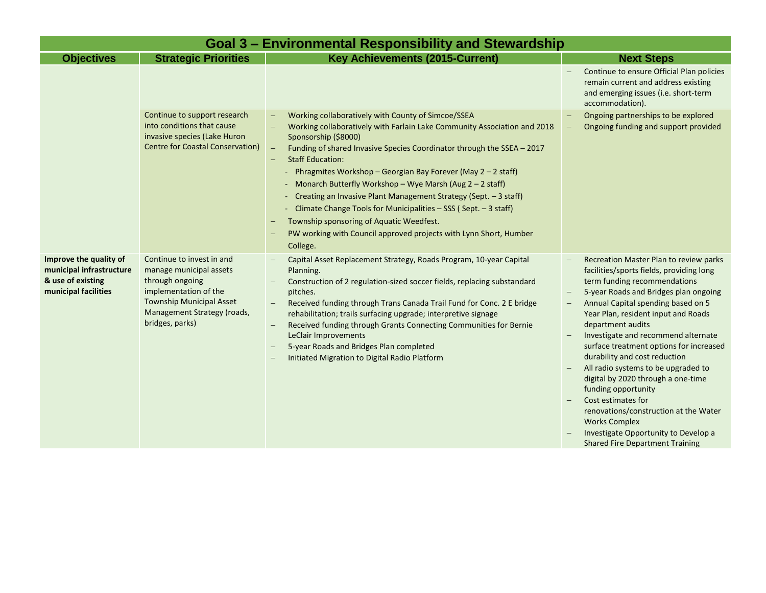| Goal 3 – Environmental Responsibility and Stewardship | | | |
|---|---|---|---|
| **Objectives** | **Strategic Priorities** | **Key Achievements (2015-Current)** | **Next Steps** |
| | | | – Continue to ensure Official Plan policies remain current and address existing and emerging issues (i.e. short-term accommodation). |
| | Continue to support research into conditions that cause invasive species (Lake Huron Centre for Coastal Conservation) | – Working collaboratively with County of Simcoe/SSEA<br>– Working collaboratively with Farlain Lake Community Association and 2018 Sponsorship ($8000)<br>– Funding of shared Invasive Species Coordinator through the SSEA – 2017<br>– Staff Education:<br>- Phragmites Workshop – Georgian Bay Forever (May 2 – 2 staff)<br>- Monarch Butterfly Workshop – Wye Marsh (Aug 2 – 2 staff)<br>- Creating an Invasive Plant Management Strategy (Sept. – 3 staff)<br>- Climate Change Tools for Municipalities – SSS ( Sept. – 3 staff)<br>– Township sponsoring of Aquatic Weedfest.<br>– PW working with Council approved projects with Lynn Short, Humber College. | – Ongoing partnerships to be explored<br>– Ongoing funding and support provided |
| **Improve the quality of municipal infrastructure & use of existing municipal facilities** | Continue to invest in and manage municipal assets through ongoing implementation of the Township Municipal Asset Management Strategy (roads, bridges, parks) | – Capital Asset Replacement Strategy, Roads Program, 10-year Capital Planning.<br>– Construction of 2 regulation-sized soccer fields, replacing substandard pitches.<br>– Received funding through Trans Canada Trail Fund for Conc. 2 E bridge rehabilitation; trails surfacing upgrade; interpretive signage<br>– Received funding through Grants Connecting Communities for Bernie LeClair Improvements<br>– 5-year Roads and Bridges Plan completed<br>– Initiated Migration to Digital Radio Platform | – Recreation Master Plan to review parks facilities/sports fields, providing long term funding recommendations<br>– 5-year Roads and Bridges plan ongoing<br>– Annual Capital spending based on 5 Year Plan, resident input and Roads department audits<br>– Investigate and recommend alternate surface treatment options for increased durability and cost reduction<br>– All radio systems to be upgraded to digital by 2020 through a one-time funding opportunity<br>– Cost estimates for renovations/construction at the Water Works Complex<br>– Investigate Opportunity to Develop a Shared Fire Department Training |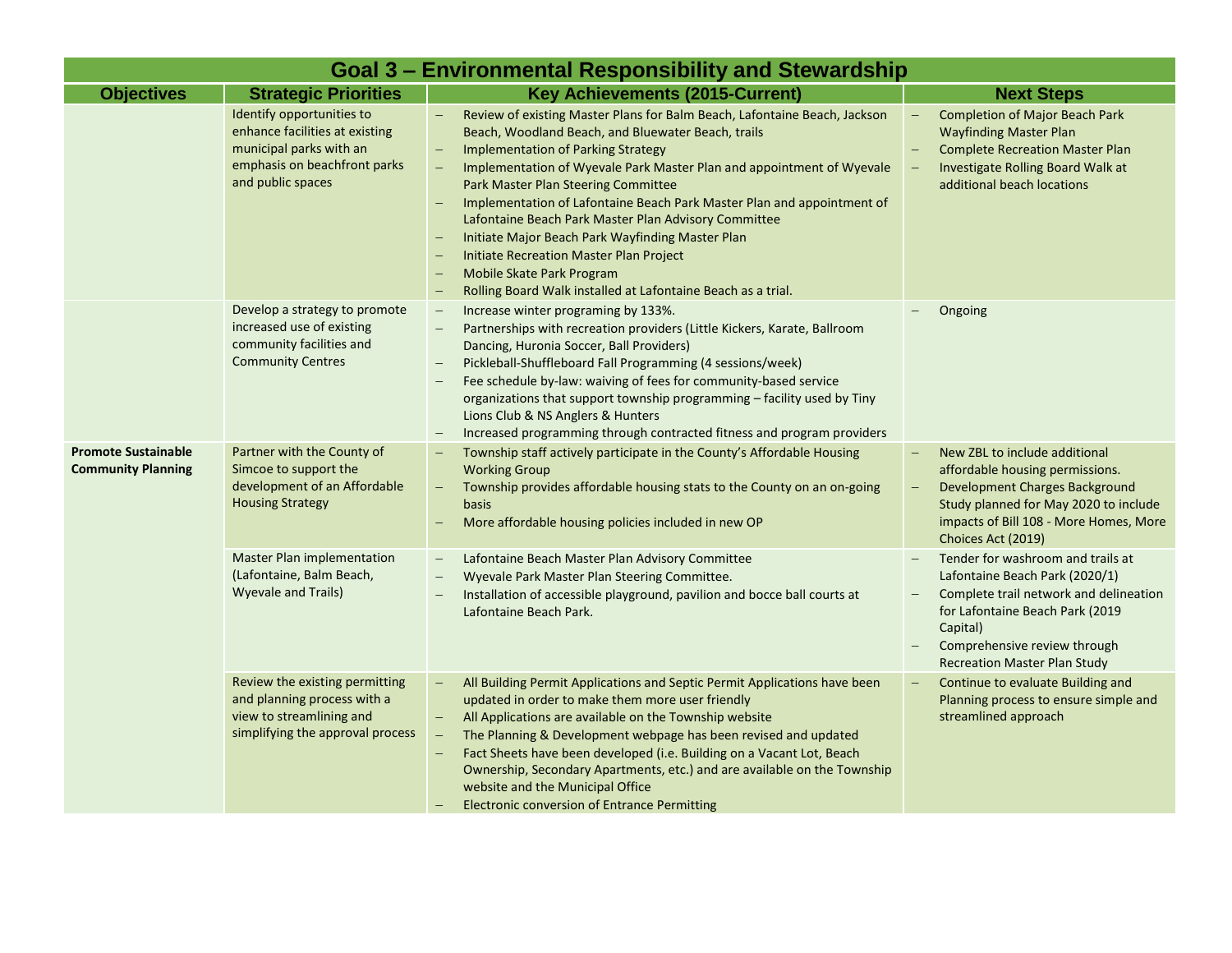| Goal 3 – Environmental Responsibility and Stewardship | | | |
|---|---|---|---|
| **Objectives** | **Strategic Priorities** | **Key Achievements (2015-Current)** | **Next Steps** |
| | Identify opportunities to enhance facilities at existing municipal parks with an emphasis on beachfront parks and public spaces | – Review of existing Master Plans for Balm Beach, Lafontaine Beach, Jackson Beach, Woodland Beach, and Bluewater Beach, trails<br>– Implementation of Parking Strategy<br>– Implementation of Wyevale Park Master Plan and appointment of Wyevale Park Master Plan Steering Committee<br>– Implementation of Lafontaine Beach Park Master Plan and appointment of Lafontaine Beach Park Master Plan Advisory Committee<br>– Initiate Major Beach Park Wayfinding Master Plan<br>– Initiate Recreation Master Plan Project<br>– Mobile Skate Park Program<br>– Rolling Board Walk installed at Lafontaine Beach as a trial. | – Completion of Major Beach Park Wayfinding Master Plan<br>– Complete Recreation Master Plan<br>– Investigate Rolling Board Walk at additional beach locations |
| | Develop a strategy to promote increased use of existing community facilities and Community Centres | – Increase winter programing by 133%.<br>– Partnerships with recreation providers (Little Kickers, Karate, Ballroom Dancing, Huronia Soccer, Ball Providers)<br>– Pickleball-Shuffleboard Fall Programming (4 sessions/week)<br>– Fee schedule by-law: waiving of fees for community-based service organizations that support township programming – facility used by Tiny Lions Club & NS Anglers & Hunters<br>– Increased programming through contracted fitness and program providers | – Ongoing |
| **Promote Sustainable Community Planning** | Partner with the County of Simcoe to support the development of an Affordable Housing Strategy | – Township staff actively participate in the County's Affordable Housing Working Group<br>– Township provides affordable housing stats to the County on an on-going basis<br>– More affordable housing policies included in new OP | – New ZBL to include additional affordable housing permissions.<br>– Development Charges Background Study planned for May 2020 to include impacts of Bill 108 - More Homes, More Choices Act (2019) |
| | Master Plan implementation (Lafontaine, Balm Beach, Wyevale and Trails) | – Lafontaine Beach Master Plan Advisory Committee<br>– Wyevale Park Master Plan Steering Committee.<br>– Installation of accessible playground, pavilion and bocce ball courts at Lafontaine Beach Park. | – Tender for washroom and trails at Lafontaine Beach Park (2020/1)<br>– Complete trail network and delineation for Lafontaine Beach Park (2019 Capital)<br>– Comprehensive review through Recreation Master Plan Study |
| | Review the existing permitting and planning process with a view to streamlining and simplifying the approval process | – All Building Permit Applications and Septic Permit Applications have been updated in order to make them more user friendly<br>– All Applications are available on the Township website<br>– The Planning & Development webpage has been revised and updated<br>– Fact Sheets have been developed (i.e. Building on a Vacant Lot, Beach Ownership, Secondary Apartments, etc.) and are available on the Township website and the Municipal Office<br>– Electronic conversion of Entrance Permitting | – Continue to evaluate Building and Planning process to ensure simple and streamlined approach |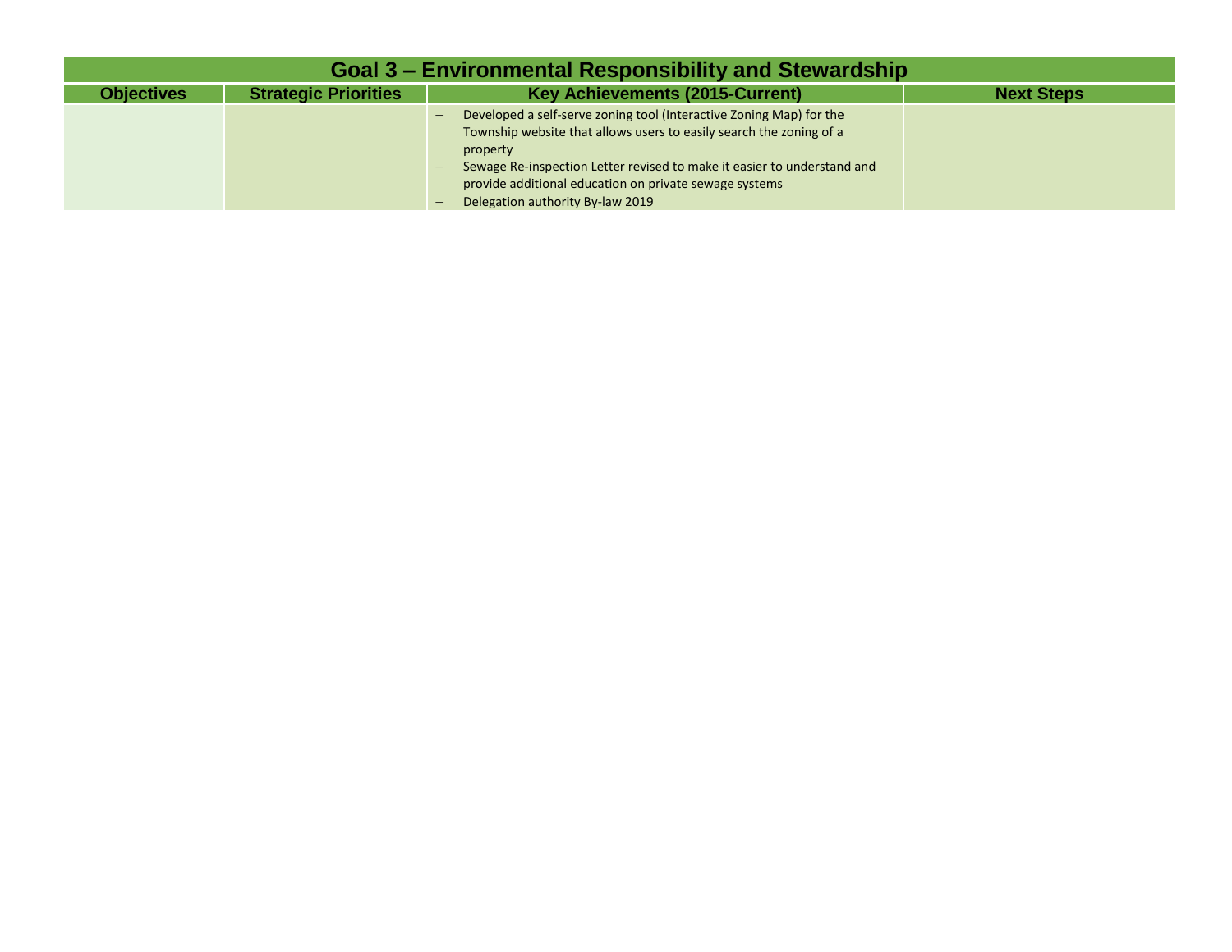| Goal 3 – Environmental Responsibility and Stewardship | | | |
|---|---|---|---|
| **Objectives** | **Strategic Priorities** | **Key Achievements (2015-Current)** | **Next Steps** |
| | | – Developed a self-serve zoning tool (Interactive Zoning Map) for the Township website that allows users to easily search the zoning of a property<br>– Sewage Re-inspection Letter revised to make it easier to understand and provide additional education on private sewage systems<br>– Delegation authority By-law 2019 | |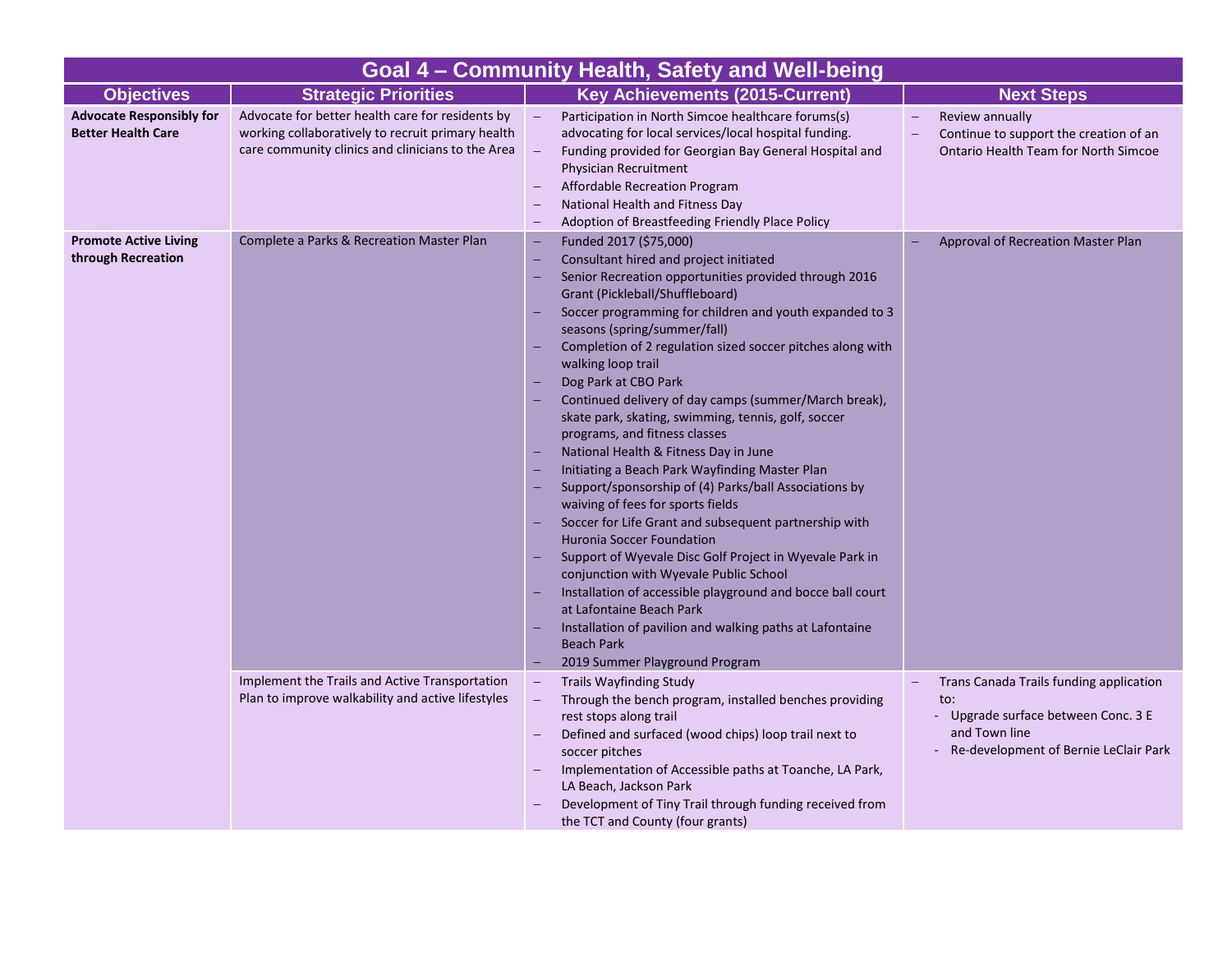## Goal 4 – Community Health, Safety and Well-being

| Objectives | Strategic Priorities | Key Achievements (2015-Current) | Next Steps |
|---|---|---|---|
| **Advocate Responsibly for Better Health Care** | Advocate for better health care for residents by working collaboratively to recruit primary health care community clinics and clinicians to the Area | – Participation in North Simcoe healthcare forums(s) advocating for local services/local hospital funding.<br>– Funding provided for Georgian Bay General Hospital and Physician Recruitment<br>– Affordable Recreation Program<br>– National Health and Fitness Day<br>– Adoption of Breastfeeding Friendly Place Policy | – Review annually<br>– Continue to support the creation of an Ontario Health Team for North Simcoe |
| **Promote Active Living through Recreation** | Complete a Parks & Recreation Master Plan | – Funded 2017 ($75,000)<br>– Consultant hired and project initiated<br>– Senior Recreation opportunities provided through 2016 Grant (Pickleball/Shuffleboard)<br>– Soccer programming for children and youth expanded to 3 seasons (spring/summer/fall)<br>– Completion of 2 regulation sized soccer pitches along with walking loop trail<br>– Dog Park at CBO Park<br>– Continued delivery of day camps (summer/March break), skate park, skating, swimming, tennis, golf, soccer programs, and fitness classes<br>– National Health & Fitness Day in June<br>– Initiating a Beach Park Wayfinding Master Plan<br>– Support/sponsorship of (4) Parks/ball Associations by waiving of fees for sports fields<br>– Soccer for Life Grant and subsequent partnership with Huronia Soccer Foundation<br>– Support of Wyevale Disc Golf Project in Wyevale Park in conjunction with Wyevale Public School<br>– Installation of accessible playground and bocce ball court at Lafontaine Beach Park<br>– Installation of pavilion and walking paths at Lafontaine Beach Park<br>– 2019 Summer Playground Program | – Approval of Recreation Master Plan |
| | Implement the Trails and Active Transportation Plan to improve walkability and active lifestyles | – Trails Wayfinding Study<br>– Through the bench program, installed benches providing rest stops along trail<br>– Defined and surfaced (wood chips) loop trail next to soccer pitches<br>– Implementation of Accessible paths at Toanche, LA Park, LA Beach, Jackson Park<br>– Development of Tiny Trail through funding received from the TCT and County (four grants) | – Trans Canada Trails funding application to:<br>- Upgrade surface between Conc. 3 E and Town line<br>- Re-development of Bernie LeClair Park |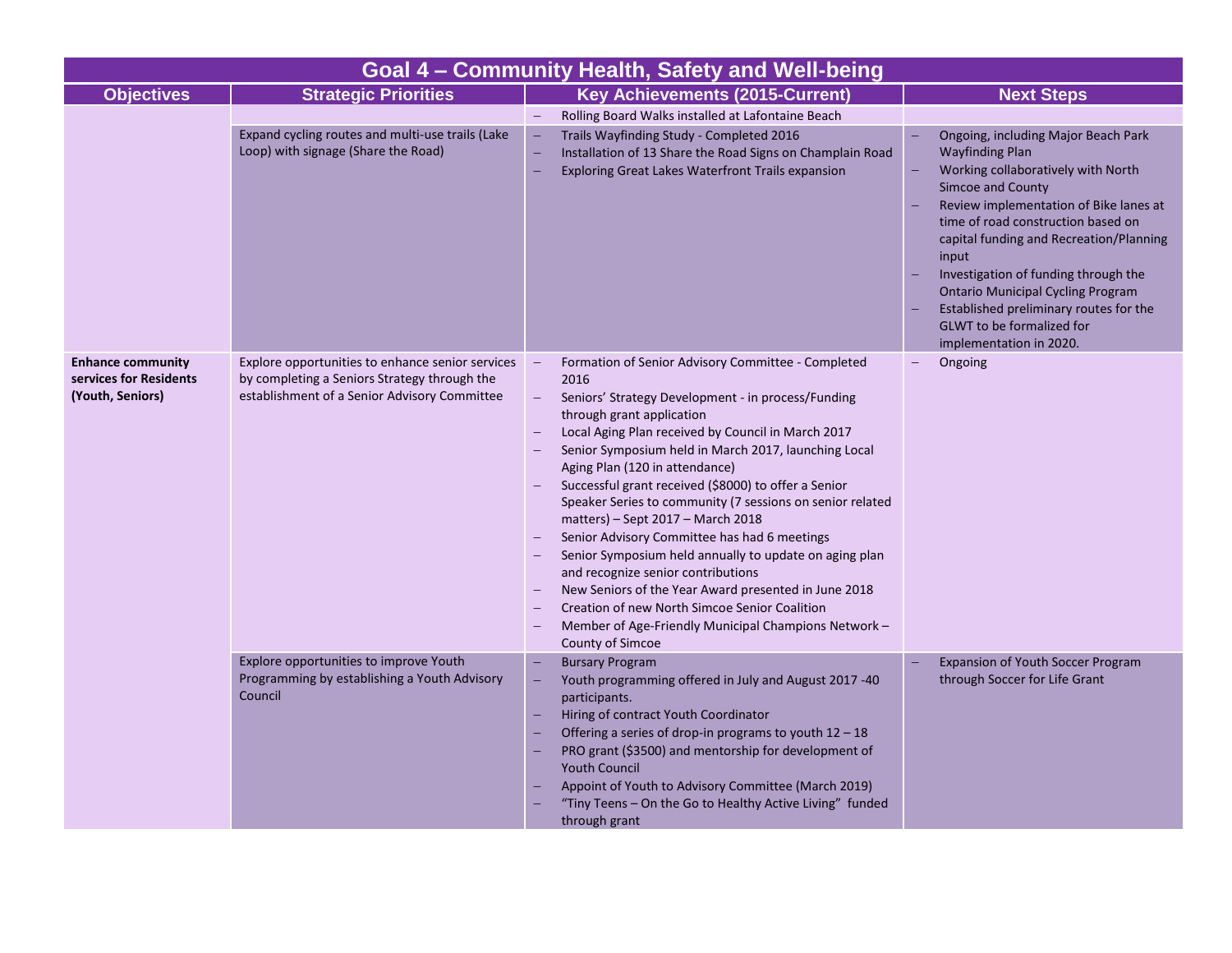## Goal 4 – Community Health, Safety and Well-being

| Objectives | Strategic Priorities | Key Achievements (2015-Current) | Next Steps |
|---|---|---|---|
| | | – Rolling Board Walks installed at Lafontaine Beach | |
| | Expand cycling routes and multi-use trails (Lake Loop) with signage (Share the Road) | – Trails Wayfinding Study - Completed 2016<br>– Installation of 13 Share the Road Signs on Champlain Road<br>– Exploring Great Lakes Waterfront Trails expansion | – Ongoing, including Major Beach Park Wayfinding Plan<br>– Working collaboratively with North Simcoe and County<br>– Review implementation of Bike lanes at time of road construction based on capital funding and Recreation/Planning input<br>– Investigation of funding through the Ontario Municipal Cycling Program<br>– Established preliminary routes for the GLWT to be formalized for implementation in 2020. |
| **Enhance community services for Residents (Youth, Seniors)** | Explore opportunities to enhance senior services by completing a Seniors Strategy through the establishment of a Senior Advisory Committee | – Formation of Senior Advisory Committee - Completed 2016<br>– Seniors' Strategy Development - in process/Funding through grant application<br>– Local Aging Plan received by Council in March 2017<br>– Senior Symposium held in March 2017, launching Local Aging Plan (120 in attendance)<br>– Successful grant received ($8000) to offer a Senior Speaker Series to community (7 sessions on senior related matters) – Sept 2017 – March 2018<br>– Senior Advisory Committee has had 6 meetings<br>– Senior Symposium held annually to update on aging plan and recognize senior contributions<br>– New Seniors of the Year Award presented in June 2018<br>– Creation of new North Simcoe Senior Coalition<br>– Member of Age-Friendly Municipal Champions Network – County of Simcoe | – Ongoing |
| | Explore opportunities to improve Youth Programming by establishing a Youth Advisory Council | – Bursary Program<br>– Youth programming offered in July and August 2017 -40 participants.<br>– Hiring of contract Youth Coordinator<br>– Offering a series of drop-in programs to youth 12 – 18<br>– PRO grant ($3500) and mentorship for development of Youth Council<br>– Appoint of Youth to Advisory Committee (March 2019)<br>– "Tiny Teens – On the Go to Healthy Active Living" funded through grant | – Expansion of Youth Soccer Program through Soccer for Life Grant |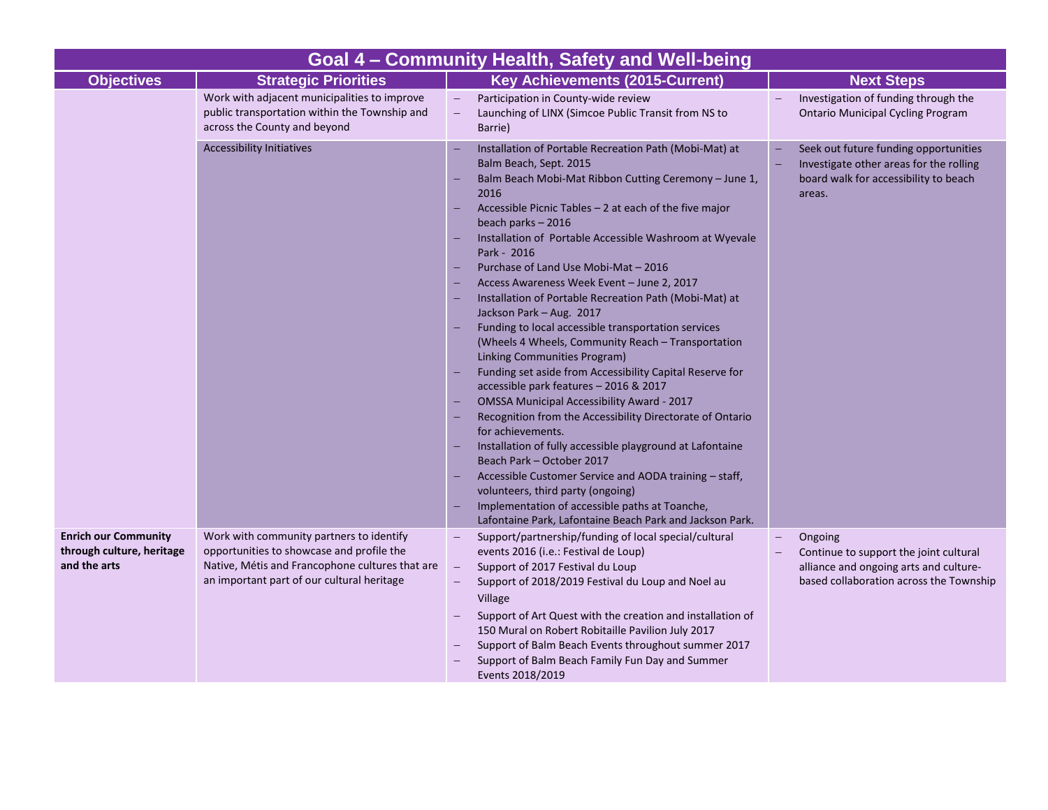## Goal 4 – Community Health, Safety and Well-being

| Objectives | Strategic Priorities | Key Achievements (2015-Current) | Next Steps |
|---|---|---|---|
| | Work with adjacent municipalities to improve public transportation within the Township and across the County and beyond | – Participation in County-wide review<br>– Launching of LINX (Simcoe Public Transit from NS to Barrie) | – Investigation of funding through the Ontario Municipal Cycling Program |
| | Accessibility Initiatives | – Installation of Portable Recreation Path (Mobi-Mat) at Balm Beach, Sept. 2015<br>– Balm Beach Mobi-Mat Ribbon Cutting Ceremony – June 1, 2016<br>– Accessible Picnic Tables – 2 at each of the five major beach parks – 2016<br>– Installation of Portable Accessible Washroom at Wyevale Park - 2016<br>– Purchase of Land Use Mobi-Mat – 2016<br>– Access Awareness Week Event – June 2, 2017<br>– Installation of Portable Recreation Path (Mobi-Mat) at Jackson Park – Aug. 2017<br>– Funding to local accessible transportation services (Wheels 4 Wheels, Community Reach – Transportation Linking Communities Program)<br>– Funding set aside from Accessibility Capital Reserve for accessible park features – 2016 & 2017<br>– OMSSA Municipal Accessibility Award - 2017<br>– Recognition from the Accessibility Directorate of Ontario for achievements.<br>– Installation of fully accessible playground at Lafontaine Beach Park – October 2017<br>– Accessible Customer Service and AODA training – staff, volunteers, third party (ongoing)<br>– Implementation of accessible paths at Toanche, Lafontaine Park, Lafontaine Beach Park and Jackson Park. | – Seek out future funding opportunities<br>– Investigate other areas for the rolling board walk for accessibility to beach areas. |
| **Enrich our Community through culture, heritage and the arts** | Work with community partners to identify opportunities to showcase and profile the Native, Métis and Francophone cultures that are an important part of our cultural heritage | – Support/partnership/funding of local special/cultural events 2016 (i.e.: Festival de Loup)<br>– Support of 2017 Festival du Loup<br>– Support of 2018/2019 Festival du Loup and Noel au Village<br>– Support of Art Quest with the creation and installation of 150 Mural on Robert Robitaille Pavilion July 2017<br>– Support of Balm Beach Events throughout summer 2017<br>– Support of Balm Beach Family Fun Day and Summer Events 2018/2019 | – Ongoing<br>– Continue to support the joint cultural alliance and ongoing arts and culture-based collaboration across the Township |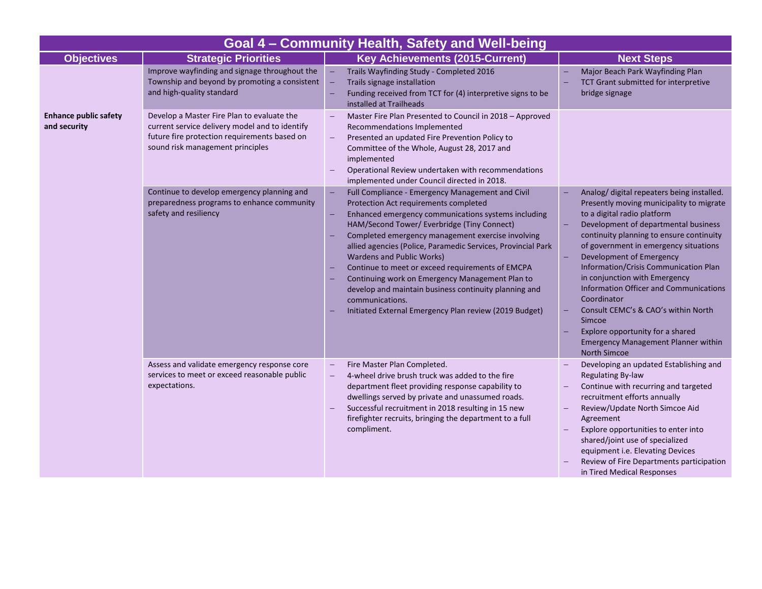| Goal 4 – Community Health, Safety and Well-being | | | |
|---|---|---|---|
| **Objectives** | **Strategic Priorities** | **Key Achievements (2015-Current)** | **Next Steps** |
| **Enhance public safety and security** | Improve wayfinding and signage throughout the Township and beyond by promoting a consistent and high-quality standard | – Trails Wayfinding Study - Completed 2016<br>– Trails signage installation<br>– Funding received from TCT for (4) interpretive signs to be installed at Trailheads | – Major Beach Park Wayfinding Plan<br>– TCT Grant submitted for interpretive bridge signage |
| | Develop a Master Fire Plan to evaluate the current service delivery model and to identify future fire protection requirements based on sound risk management principles | – Master Fire Plan Presented to Council in 2018 – Approved Recommendations Implemented<br>– Presented an updated Fire Prevention Policy to Committee of the Whole, August 28, 2017 and implemented<br>– Operational Review undertaken with recommendations implemented under Council directed in 2018. | |
| | Continue to develop emergency planning and preparedness programs to enhance community safety and resiliency | – Full Compliance - Emergency Management and Civil Protection Act requirements completed<br>– Enhanced emergency communications systems including HAM/Second Tower/ Everbridge (Tiny Connect)<br>– Completed emergency management exercise involving allied agencies (Police, Paramedic Services, Provincial Park Wardens and Public Works)<br>– Continue to meet or exceed requirements of EMCPA<br>– Continuing work on Emergency Management Plan to develop and maintain business continuity planning and communications.<br>– Initiated External Emergency Plan review (2019 Budget) | – Analog/ digital repeaters being installed. Presently moving municipality to migrate to a digital radio platform<br>– Development of departmental business continuity planning to ensure continuity of government in emergency situations<br>– Development of Emergency Information/Crisis Communication Plan in conjunction with Emergency Information Officer and Communications Coordinator<br>– Consult CEMC's & CAO's within North Simcoe<br>– Explore opportunity for a shared Emergency Management Planner within North Simcoe |
| | Assess and validate emergency response core services to meet or exceed reasonable public expectations. | – Fire Master Plan Completed.<br>– 4-wheel drive brush truck was added to the fire department fleet providing response capability to dwellings served by private and unassumed roads.<br>– Successful recruitment in 2018 resulting in 15 new firefighter recruits, bringing the department to a full compliment. | – Developing an updated Establishing and Regulating By-law<br>– Continue with recurring and targeted recruitment efforts annually<br>– Review/Update North Simcoe Aid Agreement<br>– Explore opportunities to enter into shared/joint use of specialized equipment i.e. Elevating Devices<br>– Review of Fire Departments participation in Tired Medical Responses |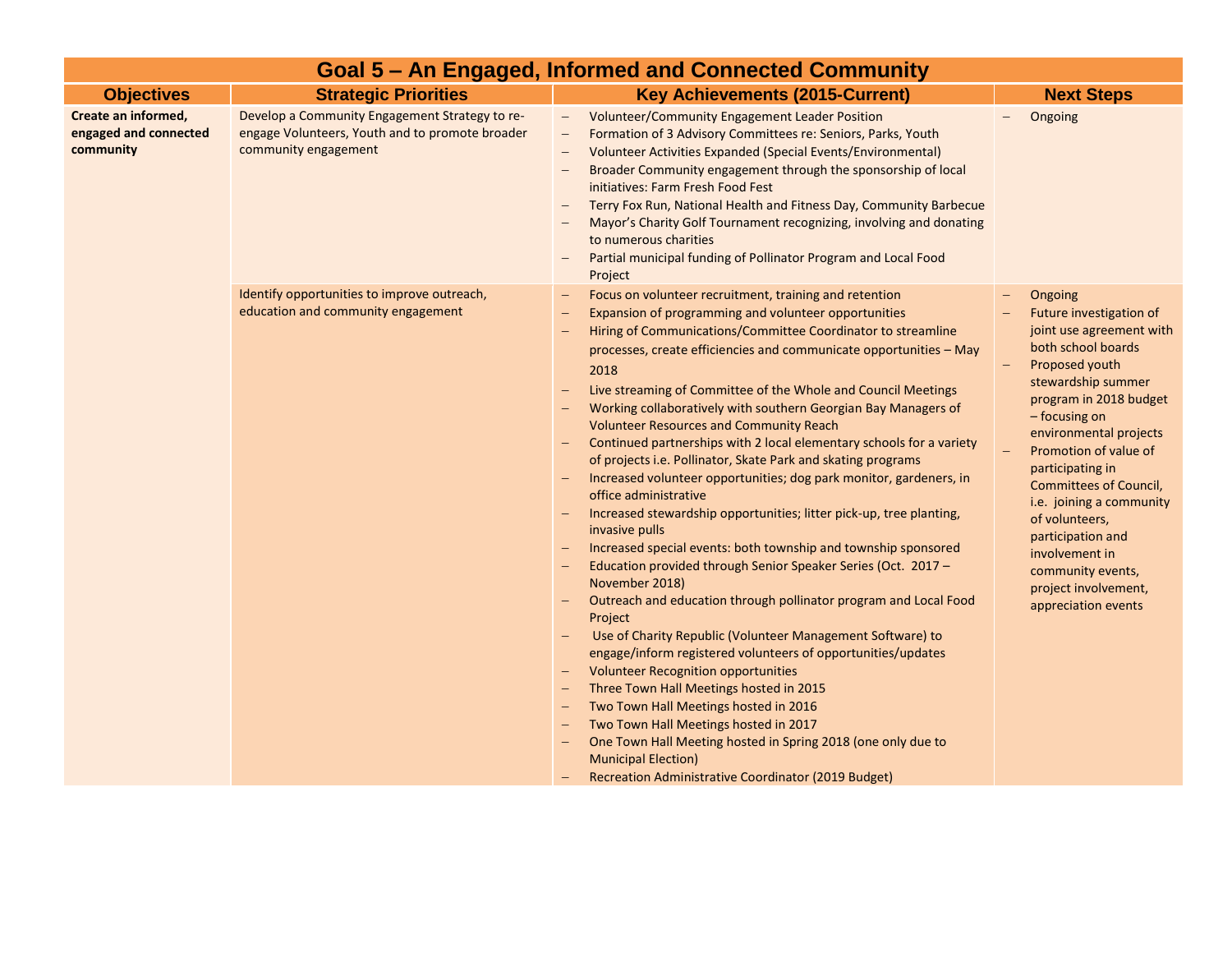| Goal 5 – An Engaged, Informed and Connected Community | | | |
|---|---|---|---|
| **Objectives** | **Strategic Priorities** | **Key Achievements (2015-Current)** | **Next Steps** |
| **Create an informed, engaged and connected community** | Develop a Community Engagement Strategy to re-engage Volunteers, Youth and to promote broader community engagement | – Volunteer/Community Engagement Leader Position<br>– Formation of 3 Advisory Committees re: Seniors, Parks, Youth<br>– Volunteer Activities Expanded (Special Events/Environmental)<br>– Broader Community engagement through the sponsorship of local initiatives: Farm Fresh Food Fest<br>– Terry Fox Run, National Health and Fitness Day, Community Barbecue<br>– Mayor's Charity Golf Tournament recognizing, involving and donating to numerous charities<br>– Partial municipal funding of Pollinator Program and Local Food Project | – Ongoing |
| | Identify opportunities to improve outreach, education and community engagement | – Focus on volunteer recruitment, training and retention<br>– Expansion of programming and volunteer opportunities<br>– Hiring of Communications/Committee Coordinator to streamline processes, create efficiencies and communicate opportunities – May 2018<br>– Live streaming of Committee of the Whole and Council Meetings<br>– Working collaboratively with southern Georgian Bay Managers of Volunteer Resources and Community Reach<br>– Continued partnerships with 2 local elementary schools for a variety of projects i.e. Pollinator, Skate Park and skating programs<br>– Increased volunteer opportunities; dog park monitor, gardeners, in office administrative<br>– Increased stewardship opportunities; litter pick-up, tree planting, invasive pulls<br>– Increased special events: both township and township sponsored<br>– Education provided through Senior Speaker Series (Oct. 2017 – November 2018)<br>– Outreach and education through pollinator program and Local Food Project<br>– Use of Charity Republic (Volunteer Management Software) to engage/inform registered volunteers of opportunities/updates<br>– Volunteer Recognition opportunities<br>– Three Town Hall Meetings hosted in 2015<br>– Two Town Hall Meetings hosted in 2016<br>– Two Town Hall Meetings hosted in 2017<br>– One Town Hall Meeting hosted in Spring 2018 (one only due to Municipal Election)<br>– Recreation Administrative Coordinator (2019 Budget) | – Ongoing<br>– Future investigation of joint use agreement with both school boards<br>– Proposed youth stewardship summer program in 2018 budget – focusing on environmental projects<br>– Promotion of value of participating in Committees of Council, i.e. joining a community of volunteers, participation and involvement in community events, project involvement, appreciation events |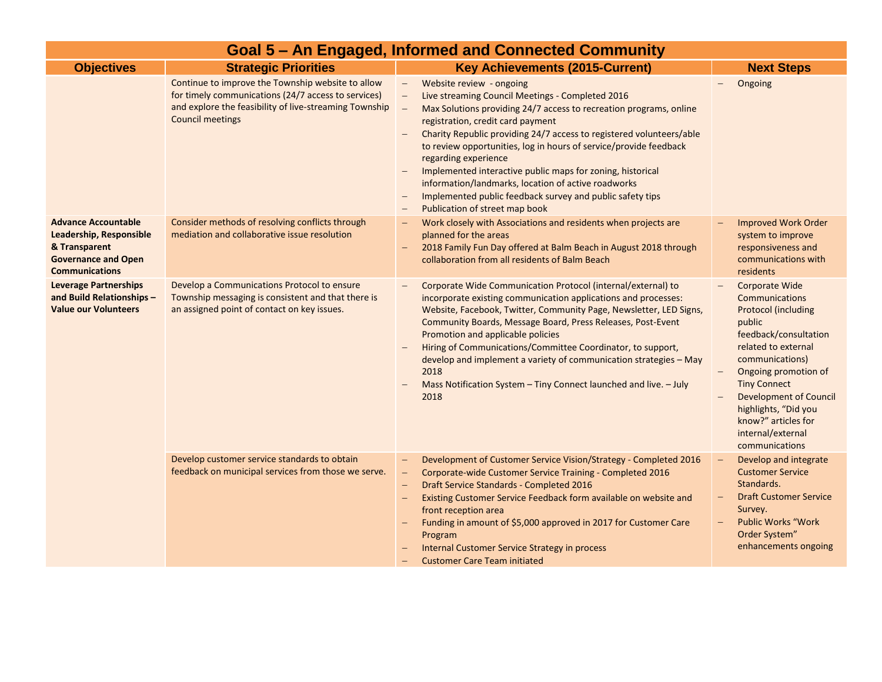| Goal 5 – An Engaged, Informed and Connected Community | | | |
|---|---|---|---|
| **Objectives** | **Strategic Priorities** | **Key Achievements (2015-Current)** | **Next Steps** |
| | Continue to improve the Township website to allow for timely communications (24/7 access to services) and explore the feasibility of live-streaming Township Council meetings | – Website review - ongoing<br>– Live streaming Council Meetings - Completed 2016<br>– Max Solutions providing 24/7 access to recreation programs, online registration, credit card payment<br>– Charity Republic providing 24/7 access to registered volunteers/able to review opportunities, log in hours of service/provide feedback regarding experience<br>– Implemented interactive public maps for zoning, historical information/landmarks, location of active roadworks<br>– Implemented public feedback survey and public safety tips<br>– Publication of street map book | – Ongoing |
| **Advance Accountable Leadership, Responsible & Transparent Governance and Open Communications** | Consider methods of resolving conflicts through mediation and collaborative issue resolution | – Work closely with Associations and residents when projects are planned for the areas<br>– 2018 Family Fun Day offered at Balm Beach in August 2018 through collaboration from all residents of Balm Beach | – Improved Work Order system to improve responsiveness and communications with residents |
| **Leverage Partnerships and Build Relationships – Value our Volunteers** | Develop a Communications Protocol to ensure Township messaging is consistent and that there is an assigned point of contact on key issues. | – Corporate Wide Communication Protocol (internal/external) to incorporate existing communication applications and processes: Website, Facebook, Twitter, Community Page, Newsletter, LED Signs, Community Boards, Message Board, Press Releases, Post-Event Promotion and applicable policies<br>– Hiring of Communications/Committee Coordinator, to support, develop and implement a variety of communication strategies – May 2018<br>– Mass Notification System – Tiny Connect launched and live. – July 2018 | – Corporate Wide Communications Protocol (including public feedback/consultation related to external communications)<br>– Ongoing promotion of Tiny Connect<br>– Development of Council highlights, "Did you know?" articles for internal/external communications |
| | Develop customer service standards to obtain feedback on municipal services from those we serve. | – Development of Customer Service Vision/Strategy - Completed 2016<br>– Corporate-wide Customer Service Training - Completed 2016<br>– Draft Service Standards - Completed 2016<br>– Existing Customer Service Feedback form available on website and front reception area<br>– Funding in amount of $5,000 approved in 2017 for Customer Care Program<br>– Internal Customer Service Strategy in process<br>– Customer Care Team initiated | – Develop and integrate Customer Service Standards.<br>– Draft Customer Service Survey.<br>– Public Works "Work Order System" enhancements ongoing |